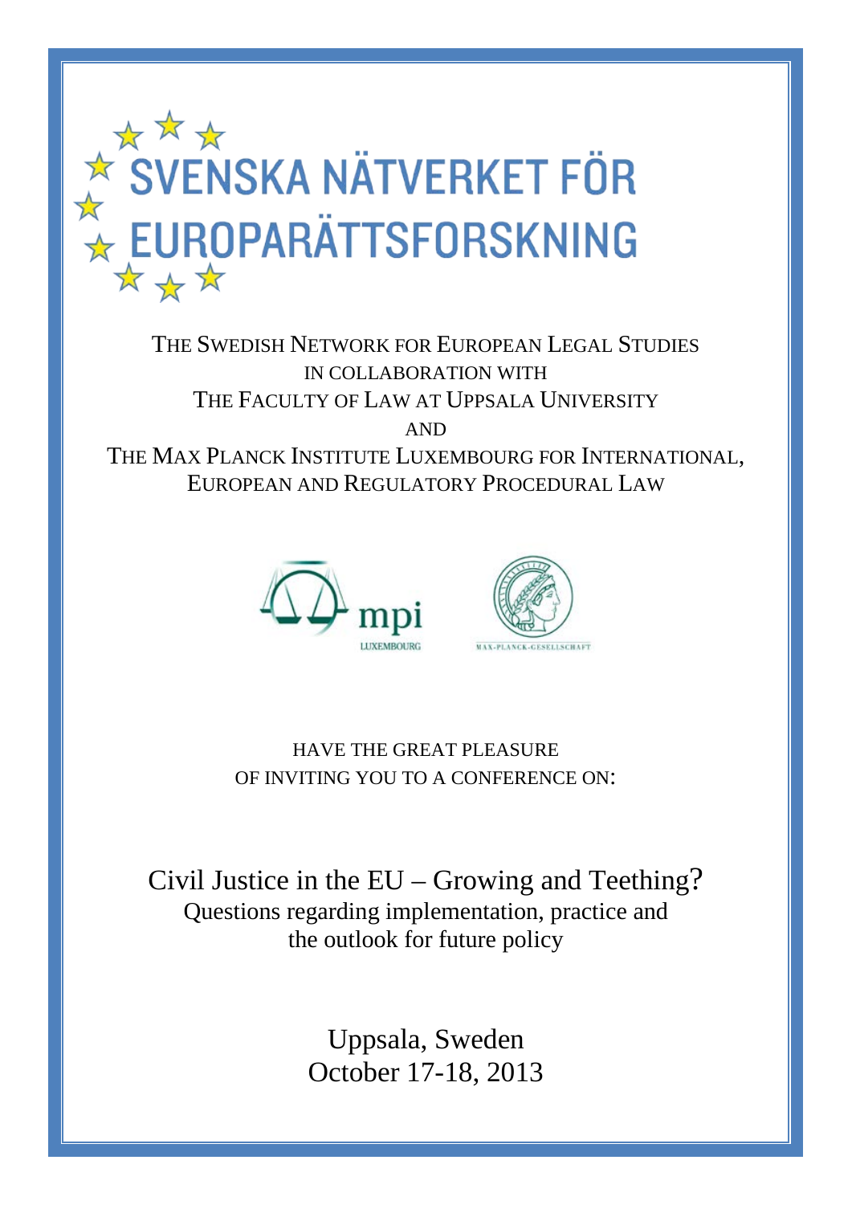# SVENSKA NÄTVERKET FÖR EUROPARÄTTSFORSKNING

THE SWEDISH NETWORK FOR EUROPEAN LEGAL STUDIES
IN COLLABORATION WITH
THE FACULTY OF LAW AT UPPSALA UNIVERSITY
AND
THE MAX PLANCK INSTITUTE LUXEMBOURG FOR INTERNATIONAL, EUROPEAN AND REGULATORY PROCEDURAL LAW

mpi
LUXEMBOURG

MAX-PLANCK-GESELLSCHAFT

HAVE THE GREAT PLEASURE
OF INVITING YOU TO A CONFERENCE ON:

## Civil Justice in the EU – Growing and Teething?

Questions regarding implementation, practice and the outlook for future policy

Uppsala, Sweden
October 17-18, 2013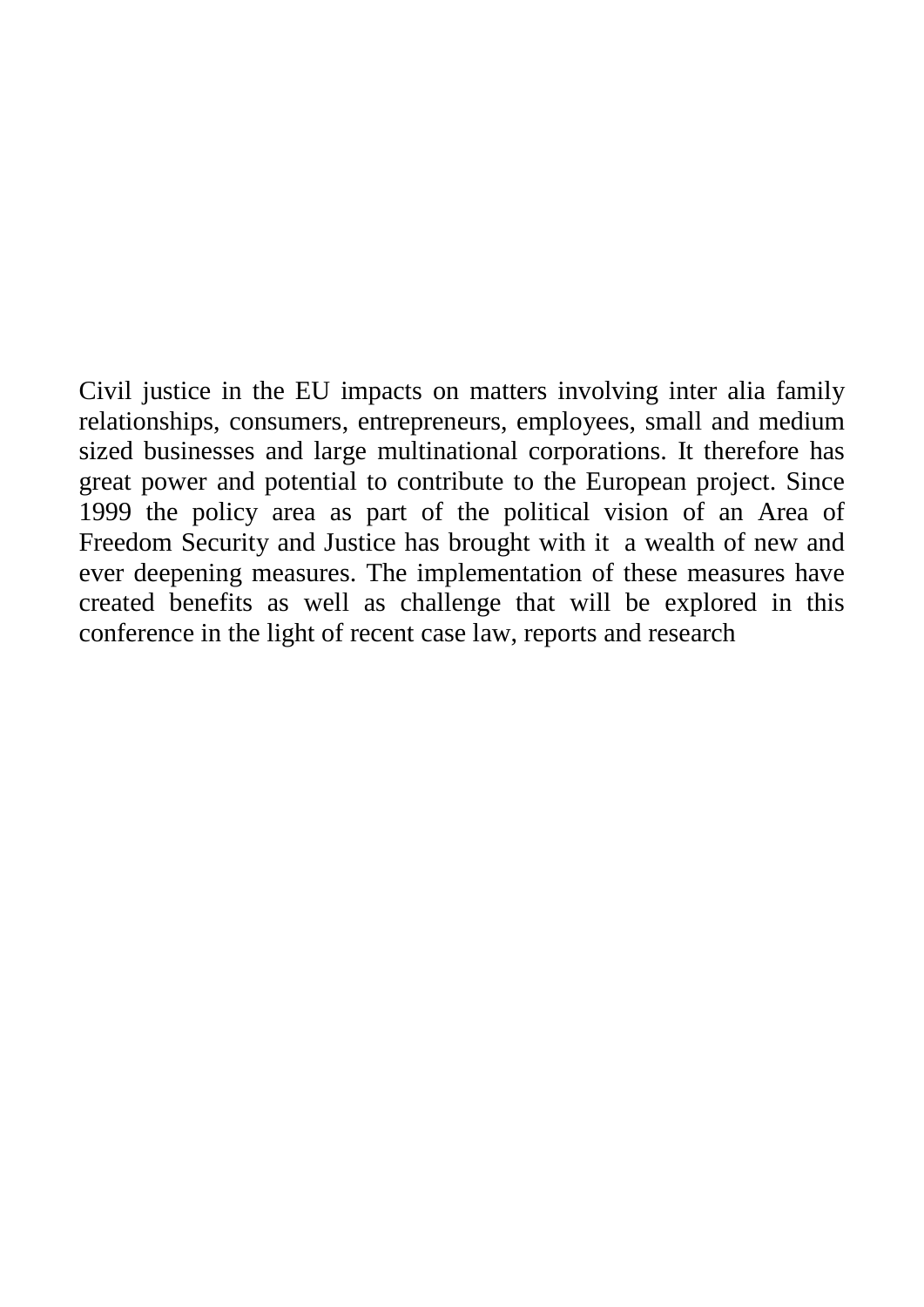Civil justice in the EU impacts on matters involving inter alia family relationships, consumers, entrepreneurs, employees, small and medium sized businesses and large multinational corporations. It therefore has great power and potential to contribute to the European project. Since 1999 the policy area as part of the political vision of an Area of Freedom Security and Justice has brought with it  a wealth of new and ever deepening measures. The implementation of these measures have created benefits as well as challenge that will be explored in this conference in the light of recent case law, reports and research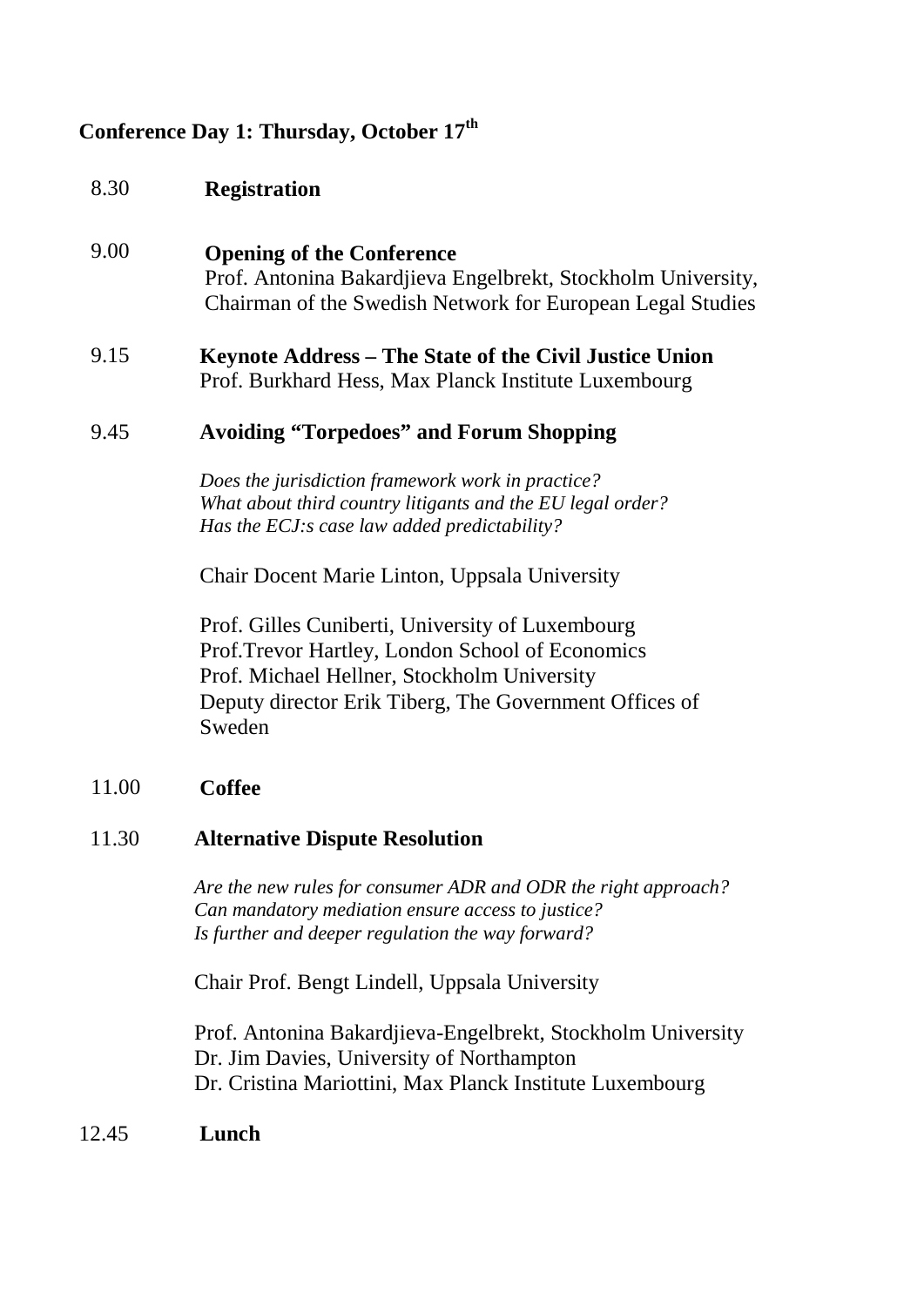## Conference Day 1: Thursday, October 17th

| | |
|---|---|
| 8.30 | **Registration** |
| 9.00 | **Opening of the Conference**<br>Prof. Antonina Bakardjieva Engelbrekt, Stockholm University, Chairman of the Swedish Network for European Legal Studies |
| 9.15 | **Keynote Address – The State of the Civil Justice Union**<br>Prof. Burkhard Hess, Max Planck Institute Luxembourg |
| 9.45 | **Avoiding "Torpedoes" and Forum Shopping**<br>*Does the jurisdiction framework work in practice?*<br>*What about third country litigants and the EU legal order?*<br>*Has the ECJ:s case law added predictability?*<br><br>Chair Docent Marie Linton, Uppsala University<br><br>Prof. Gilles Cuniberti, University of Luxembourg<br>Prof.Trevor Hartley, London School of Economics<br>Prof. Michael Hellner, Stockholm University<br>Deputy director Erik Tiberg, The Government Offices of Sweden |
| 11.00 | **Coffee** |
| 11.30 | **Alternative Dispute Resolution**<br>*Are the new rules for consumer ADR and ODR the right approach?*<br>*Can mandatory mediation ensure access to justice?*<br>*Is further and deeper regulation the way forward?*<br><br>Chair Prof. Bengt Lindell, Uppsala University<br><br>Prof. Antonina Bakardjieva-Engelbrekt, Stockholm University<br>Dr. Jim Davies, University of Northampton<br>Dr. Cristina Mariottini, Max Planck Institute Luxembourg |
| 12.45 | **Lunch** |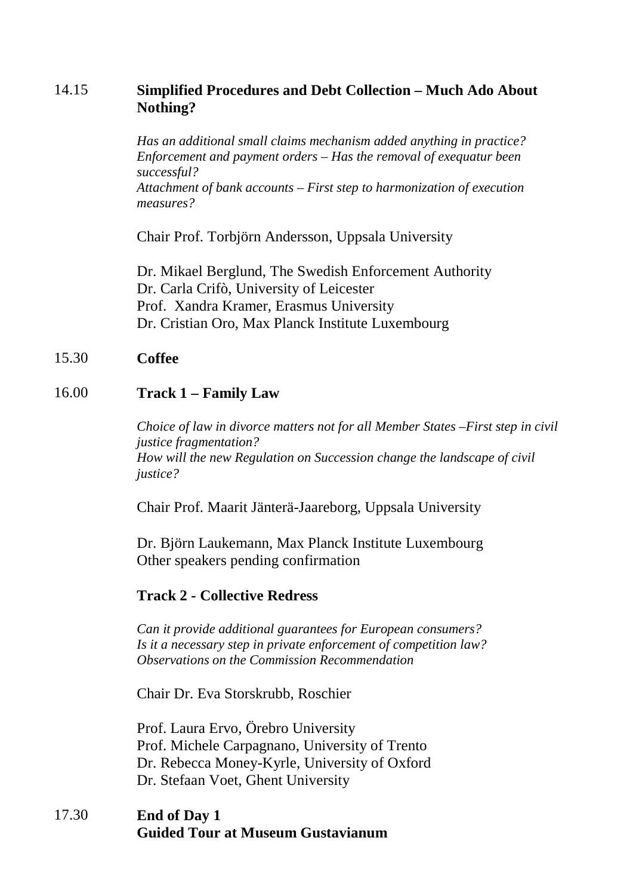14.15 **Simplified Procedures and Debt Collection – Much Ado About Nothing?**

*Has an additional small claims mechanism added anything in practice?*
*Enforcement and payment orders – Has the removal of exequatur been successful?*
*Attachment of bank accounts – First step to harmonization of execution measures?*

Chair Prof. Torbjörn Andersson, Uppsala University

Dr. Mikael Berglund, The Swedish Enforcement Authority
Dr. Carla Crifò, University of Leicester
Prof. Xandra Kramer, Erasmus University
Dr. Cristian Oro, Max Planck Institute Luxembourg

15.30 **Coffee**

16.00 **Track 1 – Family Law**

*Choice of law in divorce matters not for all Member States –First step in civil justice fragmentation?*
*How will the new Regulation on Succession change the landscape of civil justice?*

Chair Prof. Maarit Jänterä-Jaareborg, Uppsala University

Dr. Björn Laukemann, Max Planck Institute Luxembourg
Other speakers pending confirmation

**Track 2 - Collective Redress**

*Can it provide additional guarantees for European consumers?*
*Is it a necessary step in private enforcement of competition law?*
*Observations on the Commission Recommendation*

Chair Dr. Eva Storskrubb, Roschier

Prof. Laura Ervo, Örebro University
Prof. Michele Carpagnano, University of Trento
Dr. Rebecca Money-Kyrle, University of Oxford
Dr. Stefaan Voet, Ghent University

17.30 **End of Day 1**
**Guided Tour at Museum Gustavianum**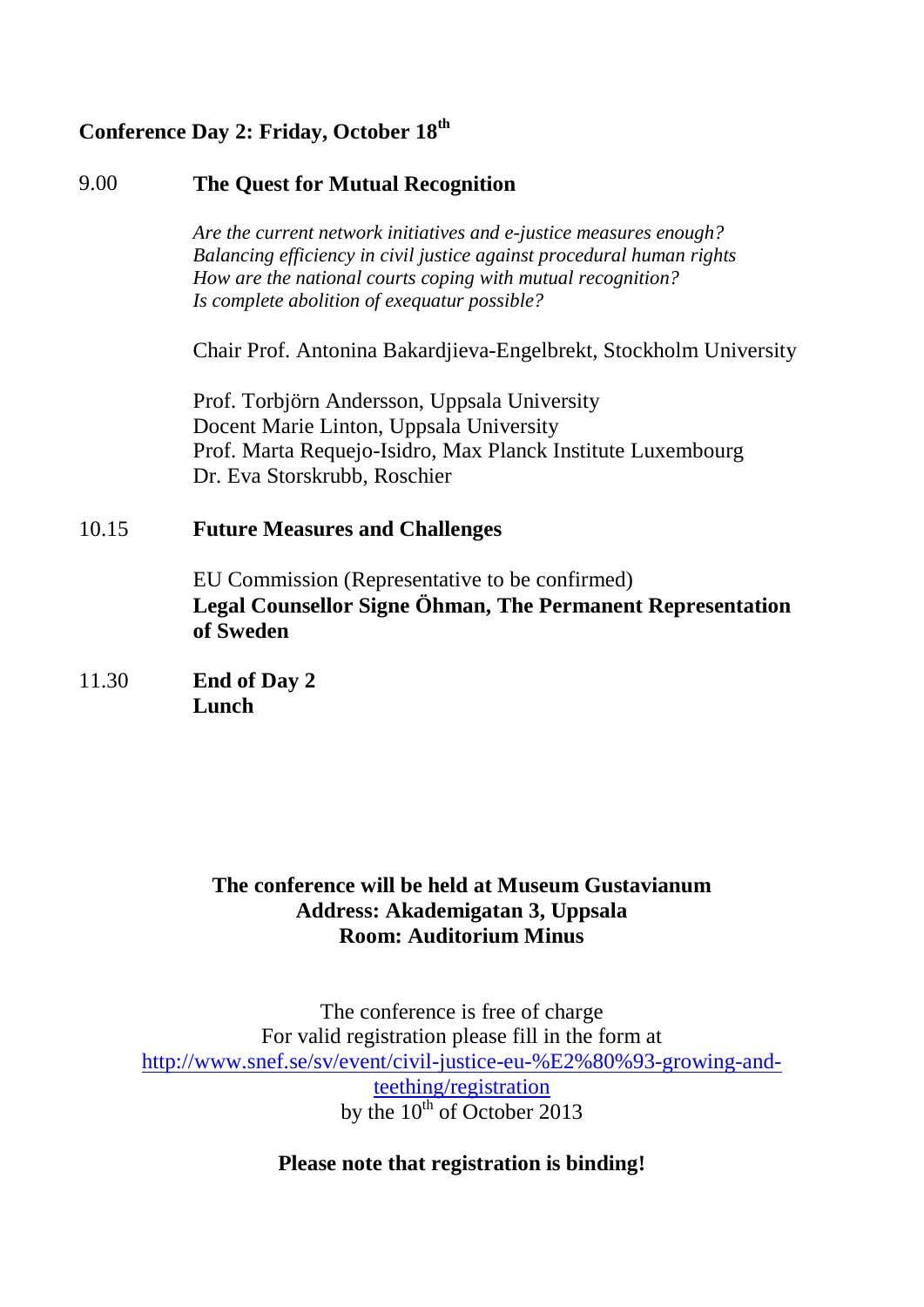## Conference Day 2: Friday, October 18th

**9.00 The Quest for Mutual Recognition**

*Are the current network initiatives and e-justice measures enough?*
*Balancing efficiency in civil justice against procedural human rights*
*How are the national courts coping with mutual recognition?*
*Is complete abolition of exequatur possible?*

Chair Prof. Antonina Bakardjieva-Engelbrekt, Stockholm University

Prof. Torbjörn Andersson, Uppsala University
Docent Marie Linton, Uppsala University
Prof. Marta Requejo-Isidro, Max Planck Institute Luxembourg
Dr. Eva Storskrubb, Roschier

**10.15 Future Measures and Challenges**

EU Commission (Representative to be confirmed)
**Legal Counsellor Signe Öhman, The Permanent Representation of Sweden**

**11.30 End of Day 2**
**Lunch**

**The conference will be held at Museum Gustavianum**
**Address: Akademigatan 3, Uppsala**
**Room: Auditorium Minus**

The conference is free of charge
For valid registration please fill in the form at
http://www.snef.se/sv/event/civil-justice-eu-%E2%80%93-growing-and-teething/registration
by the 10th of October 2013

**Please note that registration is binding!**